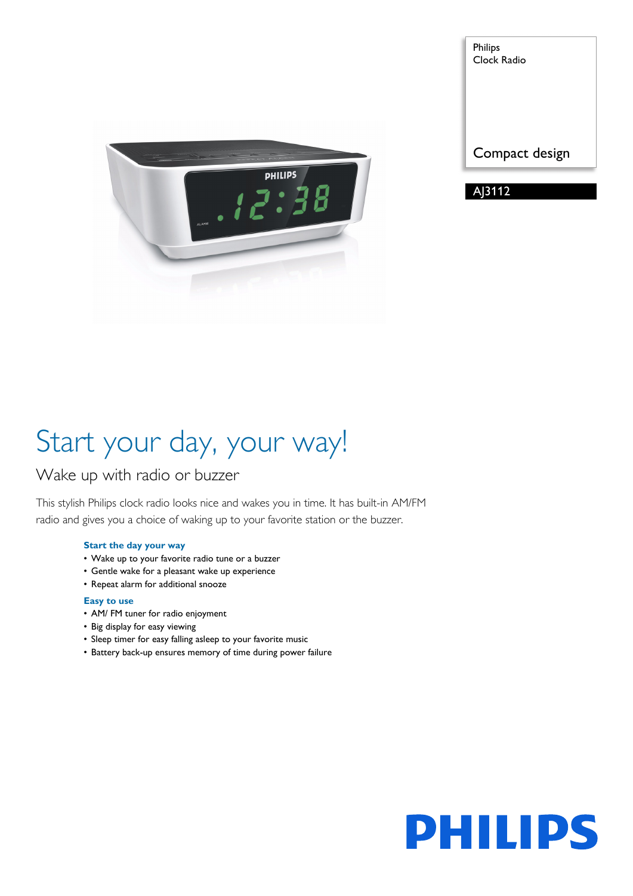Philips
Clock Radio

Compact design

AJ3112

# Start your day, your way!

## Wake up with radio or buzzer

This stylish Philips clock radio looks nice and wakes you in time. It has built-in AM/FM radio and gives you a choice of waking up to your favorite station or the buzzer.

### Start the day your way

- Wake up to your favorite radio tune or a buzzer
- Gentle wake for a pleasant wake up experience
- Repeat alarm for additional snooze

### Easy to use

- AM/ FM tuner for radio enjoyment
- Big display for easy viewing
- Sleep timer for easy falling asleep to your favorite music
- Battery back-up ensures memory of time during power failure

PHILIPS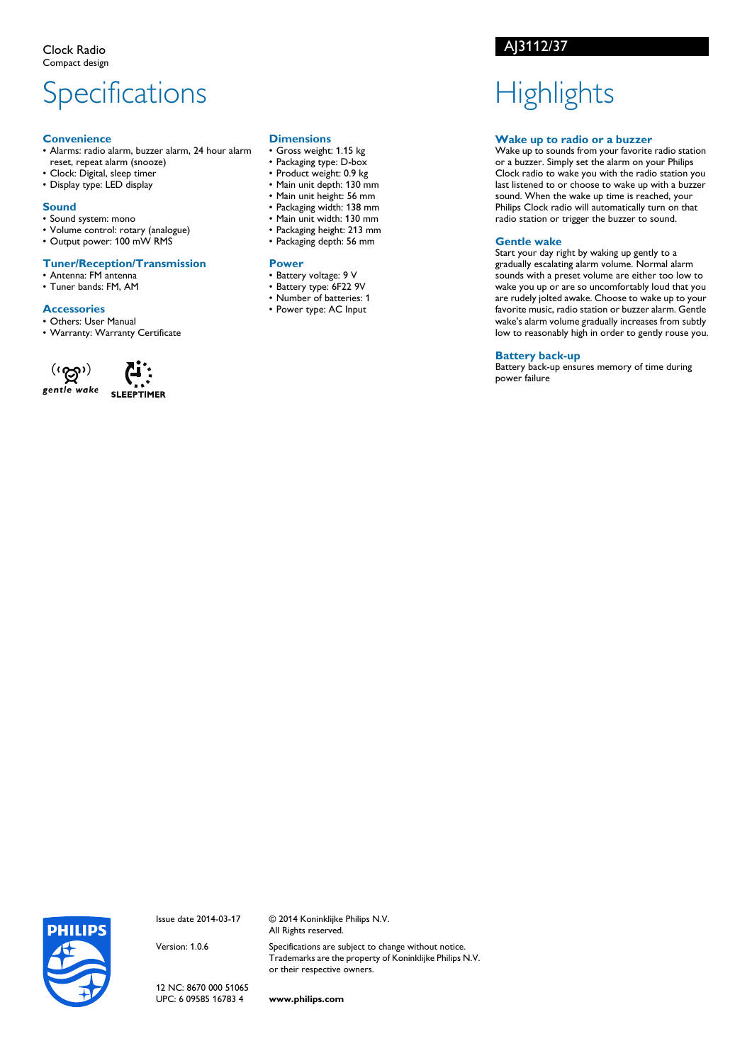Clock Radio
Compact design

AJ3112/37

# Specifications

## Convenience
- Alarms: radio alarm, buzzer alarm, 24 hour alarm reset, repeat alarm (snooze)
- Clock: Digital, sleep timer
- Display type: LED display

## Sound
- Sound system: mono
- Volume control: rotary (analogue)
- Output power: 100 mW RMS

## Tuner/Reception/Transmission
- Antenna: FM antenna
- Tuner bands: FM, AM

## Accessories
- Others: User Manual
- Warranty: Warranty Certificate

gentle wake

SLEEPTIMER

## Dimensions
- Gross weight: 1.15 kg
- Packaging type: D-box
- Product weight: 0.9 kg
- Main unit depth: 130 mm
- Main unit height: 56 mm
- Packaging width: 138 mm
- Main unit width: 130 mm
- Packaging height: 213 mm
- Packaging depth: 56 mm

## Power
- Battery voltage: 9 V
- Battery type: 6F22 9V
- Number of batteries: 1
- Power type: AC Input

# Highlights

## Wake up to radio or a buzzer
Wake up to sounds from your favorite radio station or a buzzer. Simply set the alarm on your Philips Clock radio to wake you with the radio station you last listened to or choose to wake up with a buzzer sound. When the wake up time is reached, your Philips Clock radio will automatically turn on that radio station or trigger the buzzer to sound.

## Gentle wake
Start your day right by waking up gently to a gradually escalating alarm volume. Normal alarm sounds with a preset volume are either too low to wake you up or are so uncomfortably loud that you are rudely jolted awake. Choose to wake up to your favorite music, radio station or buzzer alarm. Gentle wake's alarm volume gradually increases from subtly low to reasonably high in order to gently rouse you.

## Battery back-up
Battery back-up ensures memory of time during power failure

PHILIPS

Issue date 2014-03-17

Version: 1.0.6

12 NC: 8670 000 51065
UPC: 6 09585 16783 4

© 2014 Koninklijke Philips N.V.
All Rights reserved.

Specifications are subject to change without notice. Trademarks are the property of Koninklijke Philips N.V. or their respective owners.

**www.philips.com**